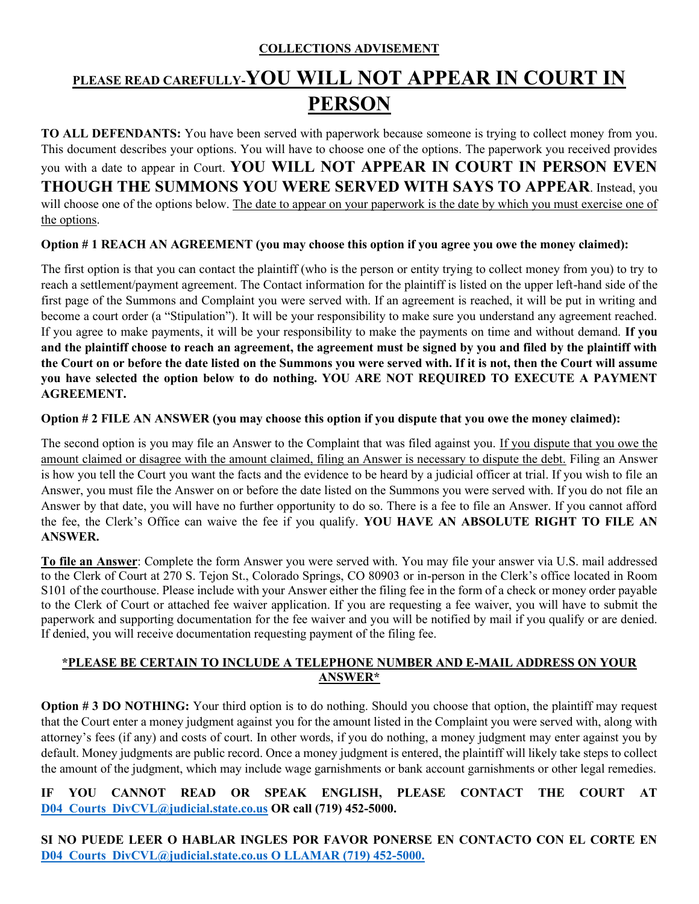**COLLECTIONS ADVISEMENT**

# PLEASE READ CAREFULLY-YOU WILL NOT APPEAR IN COURT IN PERSON

**TO ALL DEFENDANTS:** You have been served with paperwork because someone is trying to collect money from you. This document describes your options. You will have to choose one of the options. The paperwork you received provides you with a date to appear in Court. **YOU WILL NOT APPEAR IN COURT IN PERSON EVEN THOUGH THE SUMMONS YOU WERE SERVED WITH SAYS TO APPEAR**. Instead, you will choose one of the options below. The date to appear on your paperwork is the date by which you must exercise one of the options.

**Option # 1 REACH AN AGREEMENT (you may choose this option if you agree you owe the money claimed):**

The first option is that you can contact the plaintiff (who is the person or entity trying to collect money from you) to try to reach a settlement/payment agreement. The Contact information for the plaintiff is listed on the upper left-hand side of the first page of the Summons and Complaint you were served with. If an agreement is reached, it will be put in writing and become a court order (a "Stipulation"). It will be your responsibility to make sure you understand any agreement reached. If you agree to make payments, it will be your responsibility to make the payments on time and without demand. **If you and the plaintiff choose to reach an agreement, the agreement must be signed by you and filed by the plaintiff with the Court on or before the date listed on the Summons you were served with. If it is not, then the Court will assume you have selected the option below to do nothing. YOU ARE NOT REQUIRED TO EXECUTE A PAYMENT AGREEMENT.**

**Option # 2 FILE AN ANSWER (you may choose this option if you dispute that you owe the money claimed):**

The second option is you may file an Answer to the Complaint that was filed against you. If you dispute that you owe the amount claimed or disagree with the amount claimed, filing an Answer is necessary to dispute the debt. Filing an Answer is how you tell the Court you want the facts and the evidence to be heard by a judicial officer at trial. If you wish to file an Answer, you must file the Answer on or before the date listed on the Summons you were served with. If you do not file an Answer by that date, you will have no further opportunity to do so. There is a fee to file an Answer. If you cannot afford the fee, the Clerk's Office can waive the fee if you qualify. **YOU HAVE AN ABSOLUTE RIGHT TO FILE AN ANSWER.**

**To file an Answer**: Complete the form Answer you were served with. You may file your answer via U.S. mail addressed to the Clerk of Court at 270 S. Tejon St., Colorado Springs, CO 80903 or in-person in the Clerk's office located in Room S101 of the courthouse. Please include with your Answer either the filing fee in the form of a check or money order payable to the Clerk of Court or attached fee waiver application. If you are requesting a fee waiver, you will have to submit the paperwork and supporting documentation for the fee waiver and you will be notified by mail if you qualify or are denied. If denied, you will receive documentation requesting payment of the filing fee.

**\*PLEASE BE CERTAIN TO INCLUDE A TELEPHONE NUMBER AND E-MAIL ADDRESS ON YOUR ANSWER\***

**Option # 3 DO NOTHING:** Your third option is to do nothing. Should you choose that option, the plaintiff may request that the Court enter a money judgment against you for the amount listed in the Complaint you were served with, along with attorney's fees (if any) and costs of court. In other words, if you do nothing, a money judgment may enter against you by default. Money judgments are public record. Once a money judgment is entered, the plaintiff will likely take steps to collect the amount of the judgment, which may include wage garnishments or bank account garnishments or other legal remedies.

**IF YOU CANNOT READ OR SPEAK ENGLISH, PLEASE CONTACT THE COURT AT D04_Courts_DivCVL@judicial.state.co.us OR call (719) 452-5000.**

**SI NO PUEDE LEER O HABLAR INGLES POR FAVOR PONERSE EN CONTACTO CON EL CORTE EN D04_Courts_DivCVL@judicial.state.co.us O LLAMAR (719) 452-5000.**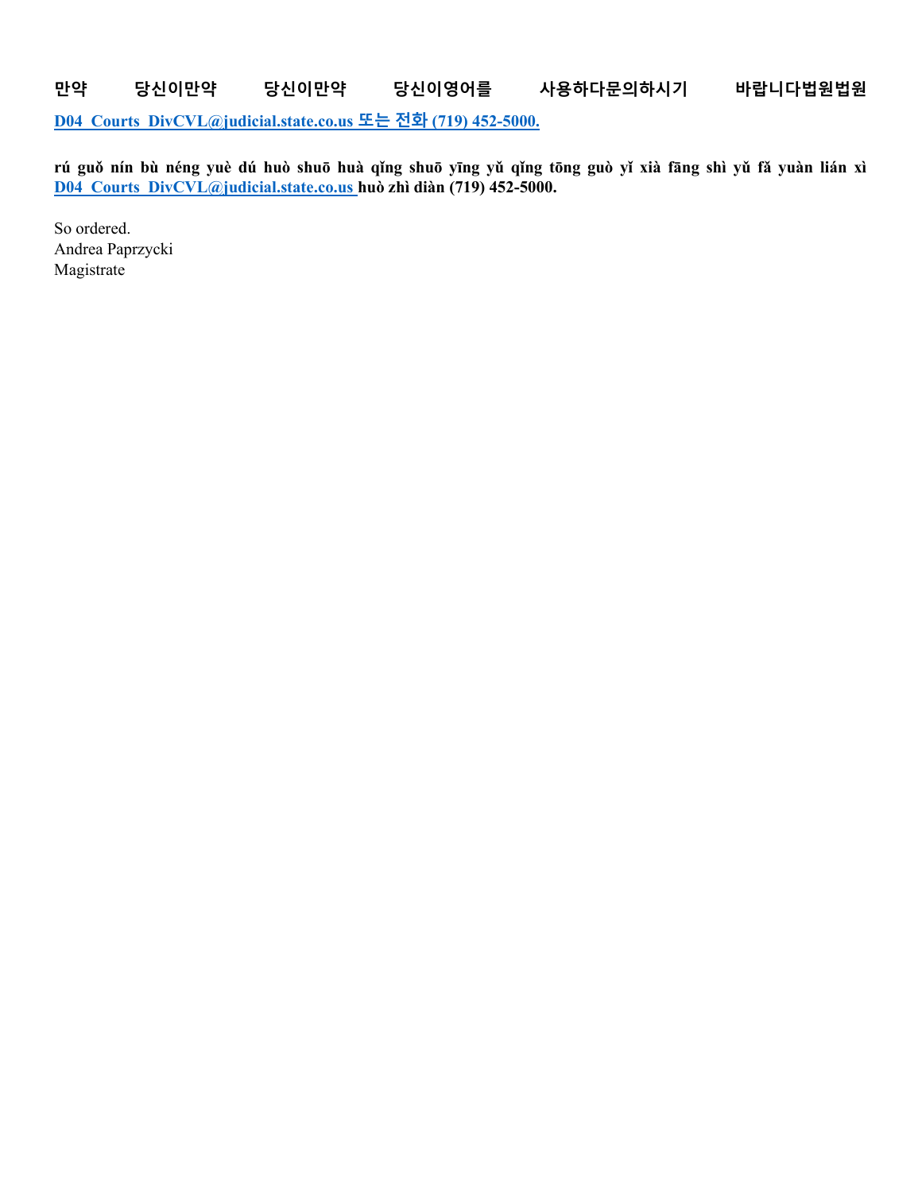**만약 당신이만약 당신이만약 당신이영어를 사용하다문의하시기 바랍니다법원법원 D04_Courts_DivCVL@judicial.state.co.us 또는 전화 (719) 452-5000.**

**rú guǒ nín bù néng yuè dú huò shuō huà qǐng shuō yīng yǔ qǐng tōng guò yǐ xià fāng shì yǔ fǎ yuàn lián xì D04_Courts_DivCVL@judicial.state.co.us huò zhì diàn (719) 452-5000.**

So ordered.
Andrea Paprzycki
Magistrate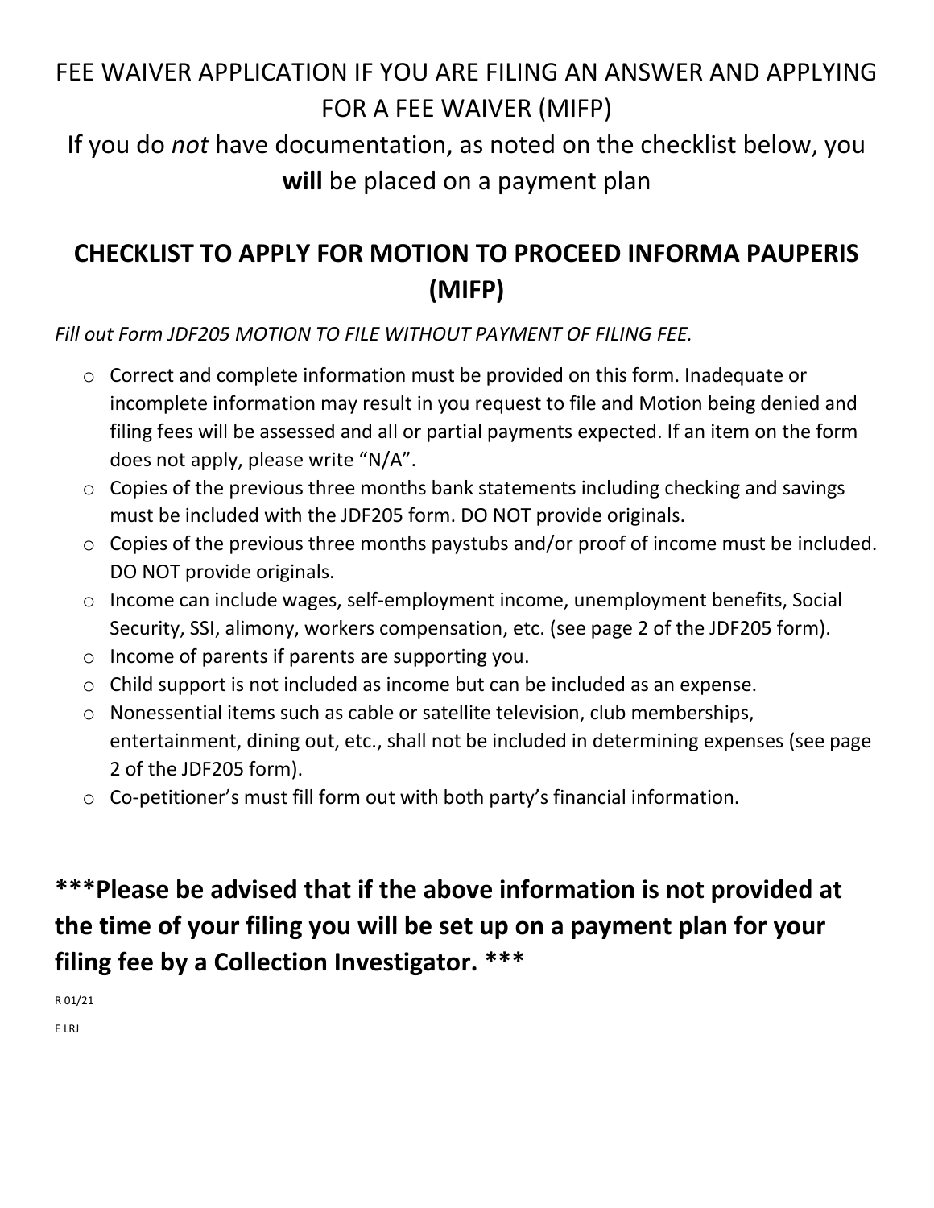FEE WAIVER APPLICATION IF YOU ARE FILING AN ANSWER AND APPLYING FOR A FEE WAIVER (MIFP)

If you do *not* have documentation, as noted on the checklist below, you **will** be placed on a payment plan

# CHECKLIST TO APPLY FOR MOTION TO PROCEED INFORMA PAUPERIS (MIFP)

*Fill out Form JDF205 MOTION TO FILE WITHOUT PAYMENT OF FILING FEE.*

- Correct and complete information must be provided on this form. Inadequate or incomplete information may result in you request to file and Motion being denied and filing fees will be assessed and all or partial payments expected. If an item on the form does not apply, please write "N/A".
- Copies of the previous three months bank statements including checking and savings must be included with the JDF205 form. DO NOT provide originals.
- Copies of the previous three months paystubs and/or proof of income must be included. DO NOT provide originals.
- Income can include wages, self-employment income, unemployment benefits, Social Security, SSI, alimony, workers compensation, etc. (see page 2 of the JDF205 form).
- Income of parents if parents are supporting you.
- Child support is not included as income but can be included as an expense.
- Nonessential items such as cable or satellite television, club memberships, entertainment, dining out, etc., shall not be included in determining expenses (see page 2 of the JDF205 form).
- Co-petitioner's must fill form out with both party's financial information.

**\*\*\*Please be advised that if the above information is not provided at the time of your filing you will be set up on a payment plan for your filing fee by a Collection Investigator. \*\*\***

R 01/21

E LRJ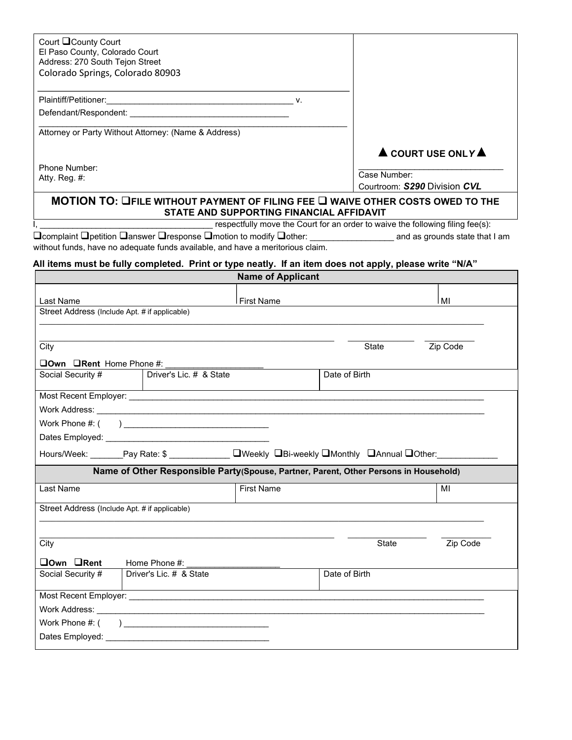| Court ❑County Court<br>El Paso County, Colorado Court<br>Address: 270 South Tejon Street<br>Colorado Springs, Colorado 80903<br><br>Plaintiff/Petitioner:_______________________________________ v.<br>Defendant/Respondent: ___________________________________<br><br>Attorney or Party Without Attorney: (Name & Address)<br><br>Phone Number:<br>Atty. Reg. #: | ▲ COURT USE ONLY ▲<br>______________________________<br>Case Number:<br>Courtroom: ***S290*** Division ***CVL*** |
|---|---|

## MOTION TO: ❑FILE WITHOUT PAYMENT OF FILING FEE ❑ WAIVE OTHER COSTS OWED TO THE STATE AND SUPPORTING FINANCIAL AFFIDAVIT

I, ___________________________________ respectfully move the Court for an order to waive the following filing fee(s): ❑complaint ❑petition ❑answer ❑response ❑motion to modify ❑other: _________________ and as grounds state that I am without funds, have no adequate funds available, and have a meritorious claim.

**All items must be fully completed. Print or type neatly. If an item does not apply, please write "N/A"**

**Name of Applicant**

| Last Name | First Name | MI |
|---|---|---|

Street Address (Include Apt. # if applicable)

_________________________________________________________________________________________

City ___________________________ State ___________ Zip Code ___________

❑**Own** ❑**Rent** Home Phone #: ____________________

| Social Security # | Driver's Lic. # & State | Date of Birth |
|---|---|---|

Most Recent Employer: _________________________________________________________________________

Work Address: ________________________________________________________________________________

Work Phone #: ( ) _______________________________

Dates Employed: ___________________________________

Hours/Week: _______Pay Rate: $ ____________ ❑Weekly ❑Bi-weekly ❑Monthly ❑Annual ❑Other:____________

**Name of Other Responsible Party (Spouse, Partner, Parent, Other Persons in Household)**

| Last Name | First Name | MI |
|---|---|---|

Street Address (Include Apt. # if applicable)

_________________________________________________________________________________________

City ___________________________ State ___________ Zip Code ___________

❑**Own** ❑**Rent** Home Phone #: ____________________

| Social Security # | Driver's Lic. # & State | Date of Birth |
|---|---|---|

Most Recent Employer: _________________________________________________________________________

Work Address: ________________________________________________________________________________

Work Phone #: ( ) _______________________________

Dates Employed: ___________________________________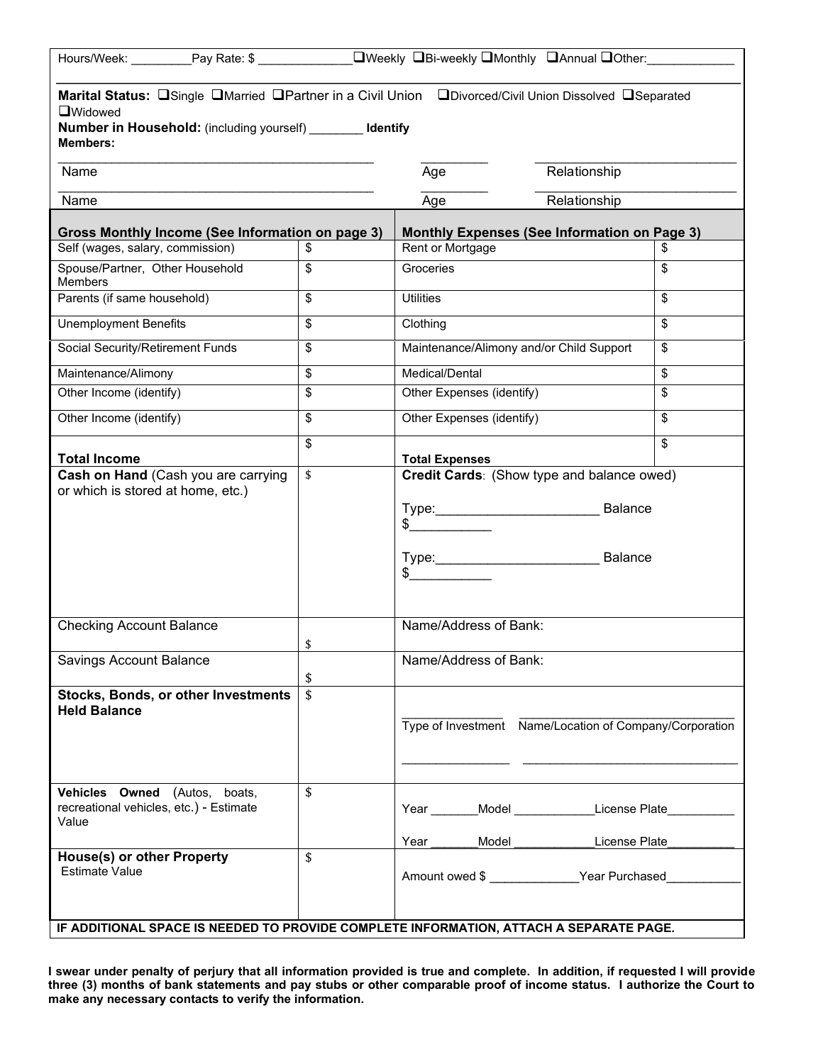Hours/Week: _________ Pay Rate: $ ______________ ❑Weekly ❑Bi-weekly ❑Monthly ❑Annual ❑Other:_____________

**Marital Status:** ❑Single ❑Married ❑Partner in a Civil Union ❑Divorced/Civil Union Dissolved ❑Separated ❑Widowed

**Number in Household:** (including yourself) ________ **Identify Members:**

| Name | Age | Relationship |
|---|---|---|
| ____________________ | _________ | ____________________ |
| ____________________ | _________ | ____________________ |

| Gross Monthly Income (See Information on page 3) | | Monthly Expenses (See Information on Page 3) | |
|---|---|---|---|
| Self (wages, salary, commission) | $ | Rent or Mortgage | $ |
| Spouse/Partner, Other Household Members | $ | Groceries | $ |
| Parents (if same household) | $ | Utilities | $ |
| Unemployment Benefits | $ | Clothing | $ |
| Social Security/Retirement Funds | $ | Maintenance/Alimony and/or Child Support | $ |
| Maintenance/Alimony | $ | Medical/Dental | $ |
| Other Income (identify) | $ | Other Expenses (identify) | $ |
| Other Income (identify) | $ | Other Expenses (identify) | $ |
| **Total Income** | $ | **Total Expenses** | $ |

| | | |
|---|---|---|
| **Cash on Hand** (Cash you are carrying or which is stored at home, etc.) | $ | **Credit Cards**: (Show type and balance owed)<br><br>Type:______________________ Balance $___________<br><br>Type:______________________ Balance $___________ |
| Checking Account Balance | $ | Name/Address of Bank: |
| Savings Account Balance | $ | Name/Address of Bank: |
| **Stocks, Bonds, or other Investments Held Balance** | $ | ______________ ______________________________<br>Type of Investment Name/Location of Company/Corporation<br><br>_______________ ______________________________ |
| **Vehicles Owned** (Autos, boats, recreational vehicles, etc.) - Estimate Value | $ | Year _______Model ____________License Plate__________<br><br>Year _______Model ____________License Plate__________ |
| **House(s) or other Property** Estimate Value | $ | Amount owed $ _____________Year Purchased___________ |

**IF ADDITIONAL SPACE IS NEEDED TO PROVIDE COMPLETE INFORMATION, ATTACH A SEPARATE PAGE.**

**I swear under penalty of perjury that all information provided is true and complete. In addition, if requested I will provide three (3) months of bank statements and pay stubs or other comparable proof of income status. I authorize the Court to make any necessary contacts to verify the information.**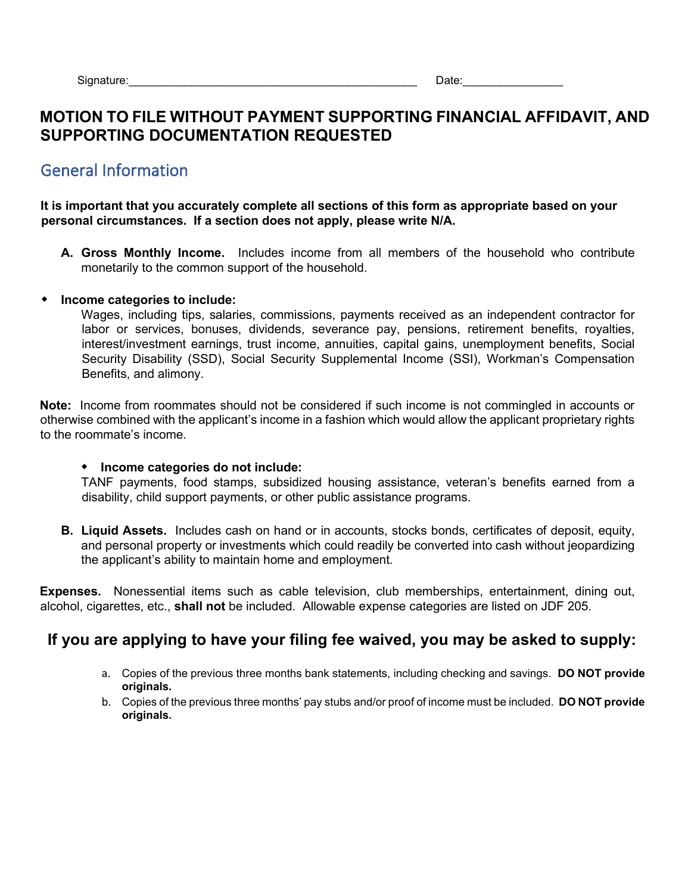Signature:_______________________________________________ Date:________________

# MOTION TO FILE WITHOUT PAYMENT SUPPORTING FINANCIAL AFFIDAVIT, AND SUPPORTING DOCUMENTATION REQUESTED

## General Information

**It is important that you accurately complete all sections of this form as appropriate based on your personal circumstances. If a section does not apply, please write N/A.**

**A. Gross Monthly Income.** Includes income from all members of the household who contribute monetarily to the common support of the household.

- **Income categories to include:**
  Wages, including tips, salaries, commissions, payments received as an independent contractor for labor or services, bonuses, dividends, severance pay, pensions, retirement benefits, royalties, interest/investment earnings, trust income, annuities, capital gains, unemployment benefits, Social Security Disability (SSD), Social Security Supplemental Income (SSI), Workman's Compensation Benefits, and alimony.

**Note:** Income from roommates should not be considered if such income is not commingled in accounts or otherwise combined with the applicant's income in a fashion which would allow the applicant proprietary rights to the roommate's income.

- **Income categories do not include:**
  TANF payments, food stamps, subsidized housing assistance, veteran's benefits earned from a disability, child support payments, or other public assistance programs.

**B. Liquid Assets.** Includes cash on hand or in accounts, stocks bonds, certificates of deposit, equity, and personal property or investments which could readily be converted into cash without jeopardizing the applicant's ability to maintain home and employment.

**Expenses.** Nonessential items such as cable television, club memberships, entertainment, dining out, alcohol, cigarettes, etc., **shall not** be included. Allowable expense categories are listed on JDF 205.

## If you are applying to have your filing fee waived, you may be asked to supply:

a. Copies of the previous three months bank statements, including checking and savings. **DO NOT provide originals.**

b. Copies of the previous three months' pay stubs and/or proof of income must be included. **DO NOT provide originals.**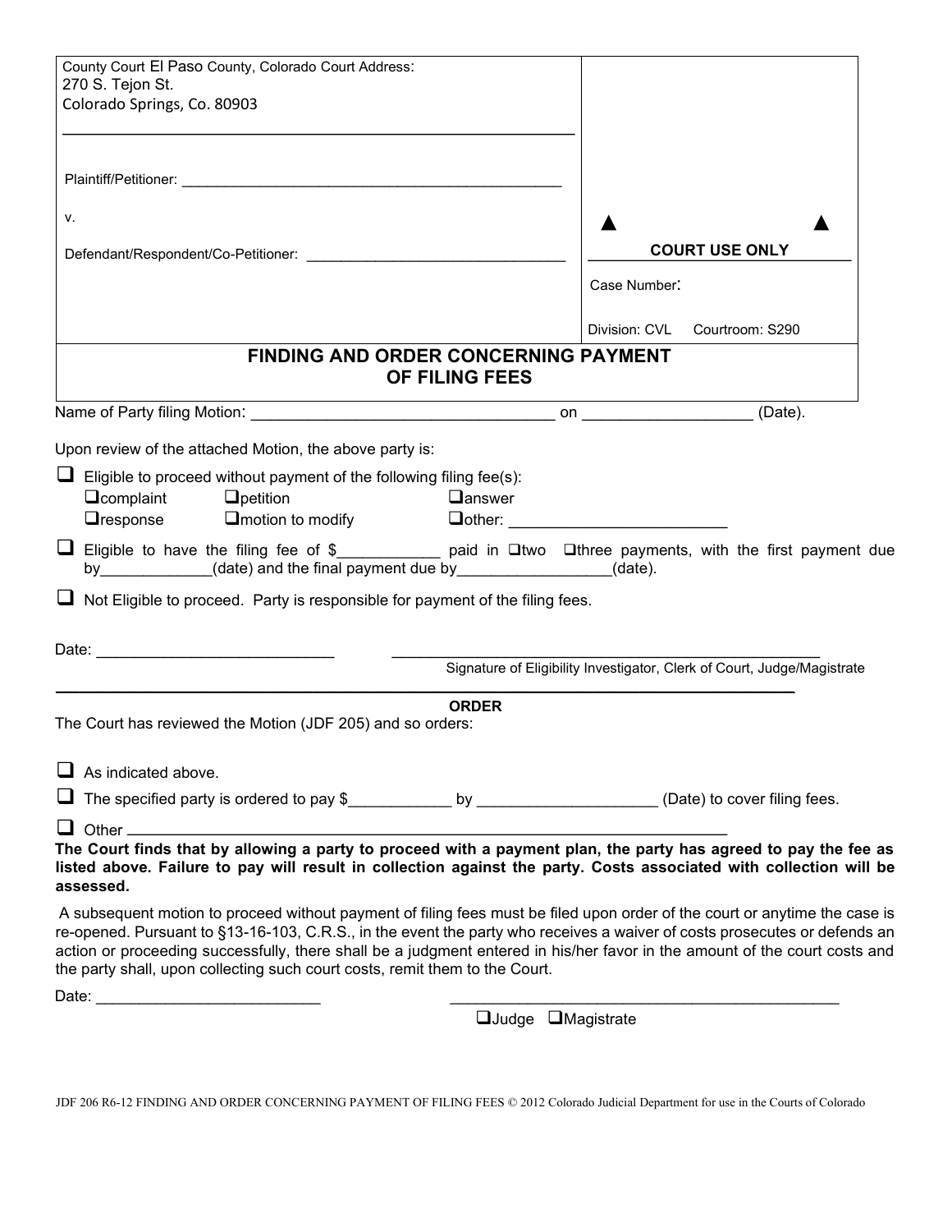| | |
|---|---|
| County Court El Paso County, Colorado Court Address:<br>270 S. Tejon St.<br>Colorado Springs, Co. 80903<br><br>Plaintiff/Petitioner: ______________________________________________<br><br>v.<br><br>Defendant/Respondent/Co-Petitioner: ________________________________ | ▲ ▲<br>**COURT USE ONLY**<br>Case Number:<br><br>Division: CVL Courtroom: S290 |
| **FINDING AND ORDER CONCERNING PAYMENT OF FILING FEES** | |

Name of Party filing Motion: ___________________________________ on __________________ (Date).

Upon review of the attached Motion, the above party is:

- ☐ Eligible to proceed without payment of the following filing fee(s):
  - ☐complaint ☐petition ☐answer
  - ☐response ☐motion to modify ☐other: ________________________
- ☐ Eligible to have the filing fee of $___________ paid in ☐two ☐three payments, with the first payment due by____________(date) and the final payment due by_________________(date).
- ☐ Not Eligible to proceed. Party is responsible for payment of the filing fees.

Date: ___________________________ ________________________________________________

Signature of Eligibility Investigator, Clerk of Court, Judge/Magistrate

**ORDER**

The Court has reviewed the Motion (JDF 205) and so orders:

- ☐ As indicated above.
- ☐ The specified party is ordered to pay $___________ by ____________________ (Date) to cover filing fees.
- ☐ Other ____________________________________________________________________

**The Court finds that by allowing a party to proceed with a payment plan, the party has agreed to pay the fee as listed above. Failure to pay will result in collection against the party. Costs associated with collection will be assessed.**

A subsequent motion to proceed without payment of filing fees must be filed upon order of the court or anytime the case is re-opened. Pursuant to §13-16-103, C.R.S., in the event the party who receives a waiver of costs prosecutes or defends an action or proceeding successfully, there shall be a judgment entered in his/her favor in the amount of the court costs and the party shall, upon collecting such court costs, remit them to the Court.

Date: _________________________ ____________________________________________

☐Judge ☐Magistrate

JDF 206 R6-12 FINDING AND ORDER CONCERNING PAYMENT OF FILING FEES © 2012 Colorado Judicial Department for use in the Courts of Colorado